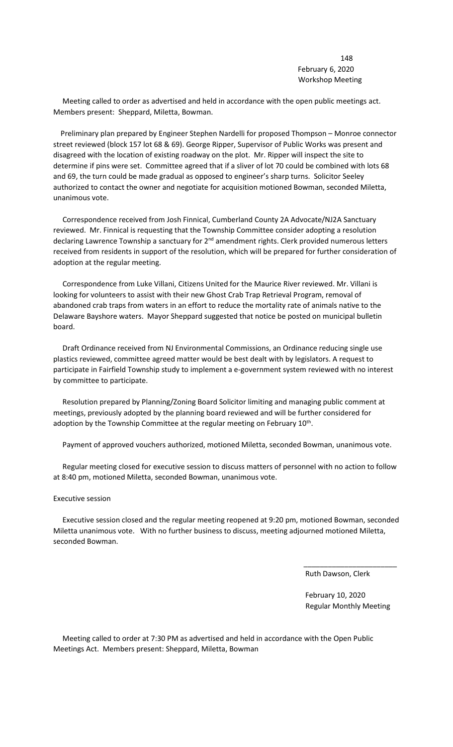February 6, 2020
Workshop Meeting

Meeting called to order as advertised and held in accordance with the open public meetings act. Members present: Sheppard, Miletta, Bowman.

Preliminary plan prepared by Engineer Stephen Nardelli for proposed Thompson – Monroe connector street reviewed (block 157 lot 68 & 69). George Ripper, Supervisor of Public Works was present and disagreed with the location of existing roadway on the plot. Mr. Ripper will inspect the site to determine if pins were set. Committee agreed that if a sliver of lot 70 could be combined with lots 68 and 69, the turn could be made gradual as opposed to engineer's sharp turns. Solicitor Seeley authorized to contact the owner and negotiate for acquisition motioned Bowman, seconded Miletta, unanimous vote.

Correspondence received from Josh Finnical, Cumberland County 2A Advocate/NJ2A Sanctuary reviewed. Mr. Finnical is requesting that the Township Committee consider adopting a resolution declaring Lawrence Township a sanctuary for 2nd amendment rights. Clerk provided numerous letters received from residents in support of the resolution, which will be prepared for further consideration of adoption at the regular meeting.

Correspondence from Luke Villani, Citizens United for the Maurice River reviewed. Mr. Villani is looking for volunteers to assist with their new Ghost Crab Trap Retrieval Program, removal of abandoned crab traps from waters in an effort to reduce the mortality rate of animals native to the Delaware Bayshore waters. Mayor Sheppard suggested that notice be posted on municipal bulletin board.

Draft Ordinance received from NJ Environmental Commissions, an Ordinance reducing single use plastics reviewed, committee agreed matter would be best dealt with by legislators. A request to participate in Fairfield Township study to implement a e-government system reviewed with no interest by committee to participate.

Resolution prepared by Planning/Zoning Board Solicitor limiting and managing public comment at meetings, previously adopted by the planning board reviewed and will be further considered for adoption by the Township Committee at the regular meeting on February 10th.

Payment of approved vouchers authorized, motioned Miletta, seconded Bowman, unanimous vote.

Regular meeting closed for executive session to discuss matters of personnel with no action to follow at 8:40 pm, motioned Miletta, seconded Bowman, unanimous vote.

Executive session

Executive session closed and the regular meeting reopened at 9:20 pm, motioned Bowman, seconded Miletta unanimous vote. With no further business to discuss, meeting adjourned motioned Miletta, seconded Bowman.

\_\_\_\_\_\_\_\_\_\_\_\_\_\_\_\_\_\_\_\_\_\_\_
Ruth Dawson, Clerk

February 10, 2020
Regular Monthly Meeting

Meeting called to order at 7:30 PM as advertised and held in accordance with the Open Public Meetings Act. Members present: Sheppard, Miletta, Bowman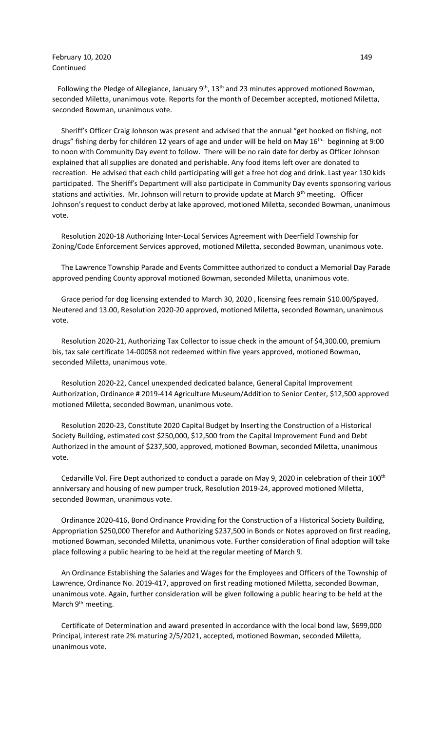February 10, 2020
Continued

Following the Pledge of Allegiance, January 9th, 13th and 23 minutes approved motioned Bowman, seconded Miletta, unanimous vote. Reports for the month of December accepted, motioned Miletta, seconded Bowman, unanimous vote.

Sheriff's Officer Craig Johnson was present and advised that the annual "get hooked on fishing, not drugs" fishing derby for children 12 years of age and under will be held on May 16th beginning at 9:00 to noon with Community Day event to follow. There will be no rain date for derby as Officer Johnson explained that all supplies are donated and perishable. Any food items left over are donated to recreation. He advised that each child participating will get a free hot dog and drink. Last year 130 kids participated. The Sheriff's Department will also participate in Community Day events sponsoring various stations and activities. Mr. Johnson will return to provide update at March 9th meeting. Officer Johnson's request to conduct derby at lake approved, motioned Miletta, seconded Bowman, unanimous vote.

Resolution 2020-18 Authorizing Inter-Local Services Agreement with Deerfield Township for Zoning/Code Enforcement Services approved, motioned Miletta, seconded Bowman, unanimous vote.

The Lawrence Township Parade and Events Committee authorized to conduct a Memorial Day Parade approved pending County approval motioned Bowman, seconded Miletta, unanimous vote.

Grace period for dog licensing extended to March 30, 2020 , licensing fees remain $10.00/Spayed, Neutered and 13.00, Resolution 2020-20 approved, motioned Miletta, seconded Bowman, unanimous vote.

Resolution 2020-21, Authorizing Tax Collector to issue check in the amount of $4,300.00, premium bis, tax sale certificate 14-00058 not redeemed within five years approved, motioned Bowman, seconded Miletta, unanimous vote.

Resolution 2020-22, Cancel unexpended dedicated balance, General Capital Improvement Authorization, Ordinance # 2019-414 Agriculture Museum/Addition to Senior Center, $12,500 approved motioned Miletta, seconded Bowman, unanimous vote.

Resolution 2020-23, Constitute 2020 Capital Budget by Inserting the Construction of a Historical Society Building, estimated cost $250,000, $12,500 from the Capital Improvement Fund and Debt Authorized in the amount of $237,500, approved, motioned Bowman, seconded Miletta, unanimous vote.

Cedarville Vol. Fire Dept authorized to conduct a parade on May 9, 2020 in celebration of their 100th anniversary and housing of new pumper truck, Resolution 2019-24, approved motioned Miletta, seconded Bowman, unanimous vote.

Ordinance 2020-416, Bond Ordinance Providing for the Construction of a Historical Society Building, Appropriation $250,000 Therefor and Authorizing $237,500 in Bonds or Notes approved on first reading, motioned Bowman, seconded Miletta, unanimous vote. Further consideration of final adoption will take place following a public hearing to be held at the regular meeting of March 9.

An Ordinance Establishing the Salaries and Wages for the Employees and Officers of the Township of Lawrence, Ordinance No. 2019-417, approved on first reading motioned Miletta, seconded Bowman, unanimous vote. Again, further consideration will be given following a public hearing to be held at the March 9th meeting.

Certificate of Determination and award presented in accordance with the local bond law, $699,000 Principal, interest rate 2% maturing 2/5/2021, accepted, motioned Bowman, seconded Miletta, unanimous vote.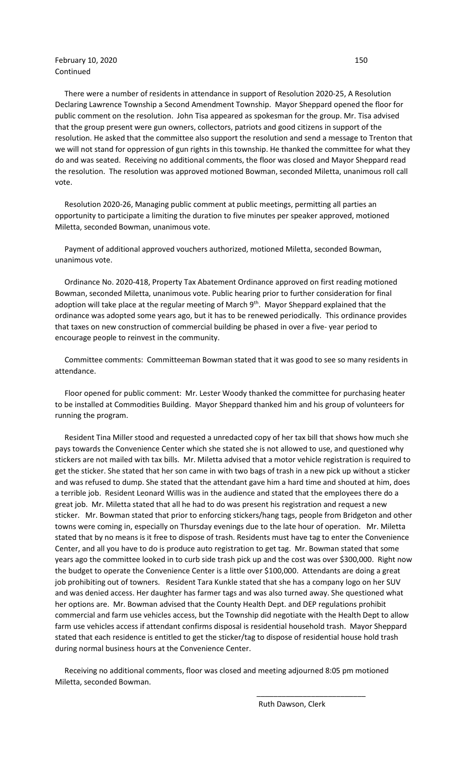February 10, 2020
Continued

There were a number of residents in attendance in support of Resolution 2020-25, A Resolution Declaring Lawrence Township a Second Amendment Township. Mayor Sheppard opened the floor for public comment on the resolution. John Tisa appeared as spokesman for the group. Mr. Tisa advised that the group present were gun owners, collectors, patriots and good citizens in support of the resolution. He asked that the committee also support the resolution and send a message to Trenton that we will not stand for oppression of gun rights in this township. He thanked the committee for what they do and was seated. Receiving no additional comments, the floor was closed and Mayor Sheppard read the resolution. The resolution was approved motioned Bowman, seconded Miletta, unanimous roll call vote.

Resolution 2020-26, Managing public comment at public meetings, permitting all parties an opportunity to participate a limiting the duration to five minutes per speaker approved, motioned Miletta, seconded Bowman, unanimous vote.

Payment of additional approved vouchers authorized, motioned Miletta, seconded Bowman, unanimous vote.

Ordinance No. 2020-418, Property Tax Abatement Ordinance approved on first reading motioned Bowman, seconded Miletta, unanimous vote. Public hearing prior to further consideration for final adoption will take place at the regular meeting of March 9th. Mayor Sheppard explained that the ordinance was adopted some years ago, but it has to be renewed periodically. This ordinance provides that taxes on new construction of commercial building be phased in over a five- year period to encourage people to reinvest in the community.

Committee comments: Committeeman Bowman stated that it was good to see so many residents in attendance.

Floor opened for public comment: Mr. Lester Woody thanked the committee for purchasing heater to be installed at Commodities Building. Mayor Sheppard thanked him and his group of volunteers for running the program.

Resident Tina Miller stood and requested a unredacted copy of her tax bill that shows how much she pays towards the Convenience Center which she stated she is not allowed to use, and questioned why stickers are not mailed with tax bills. Mr. Miletta advised that a motor vehicle registration is required to get the sticker. She stated that her son came in with two bags of trash in a new pick up without a sticker and was refused to dump. She stated that the attendant gave him a hard time and shouted at him, does a terrible job. Resident Leonard Willis was in the audience and stated that the employees there do a great job. Mr. Miletta stated that all he had to do was present his registration and request a new sticker. Mr. Bowman stated that prior to enforcing stickers/hang tags, people from Bridgeton and other towns were coming in, especially on Thursday evenings due to the late hour of operation. Mr. Miletta stated that by no means is it free to dispose of trash. Residents must have tag to enter the Convenience Center, and all you have to do is produce auto registration to get tag. Mr. Bowman stated that some years ago the committee looked in to curb side trash pick up and the cost was over $300,000. Right now the budget to operate the Convenience Center is a little over $100,000. Attendants are doing a great job prohibiting out of towners. Resident Tara Kunkle stated that she has a company logo on her SUV and was denied access. Her daughter has farmer tags and was also turned away. She questioned what her options are. Mr. Bowman advised that the County Health Dept. and DEP regulations prohibit commercial and farm use vehicles access, but the Township did negotiate with the Health Dept to allow farm use vehicles access if attendant confirms disposal is residential household trash. Mayor Sheppard stated that each residence is entitled to get the sticker/tag to dispose of residential house hold trash during normal business hours at the Convenience Center.

Receiving no additional comments, floor was closed and meeting adjourned 8:05 pm motioned Miletta, seconded Bowman.

\_\_\_\_\_\_\_\_\_\_\_\_\_\_\_\_\_\_\_\_\_\_\_\_\_\_

Ruth Dawson, Clerk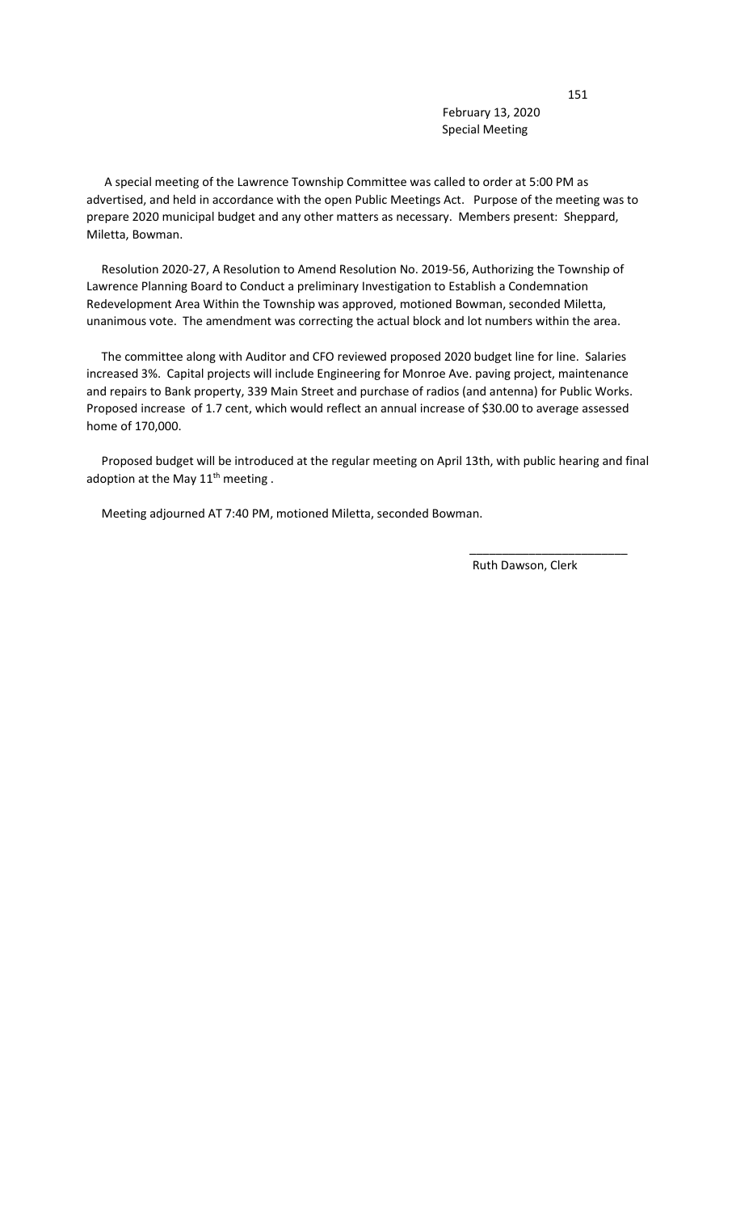February 13, 2020
Special Meeting

A special meeting of the Lawrence Township Committee was called to order at 5:00 PM as advertised, and held in accordance with the open Public Meetings Act. Purpose of the meeting was to prepare 2020 municipal budget and any other matters as necessary. Members present: Sheppard, Miletta, Bowman.

Resolution 2020-27, A Resolution to Amend Resolution No. 2019-56, Authorizing the Township of Lawrence Planning Board to Conduct a preliminary Investigation to Establish a Condemnation Redevelopment Area Within the Township was approved, motioned Bowman, seconded Miletta, unanimous vote. The amendment was correcting the actual block and lot numbers within the area.

The committee along with Auditor and CFO reviewed proposed 2020 budget line for line. Salaries increased 3%. Capital projects will include Engineering for Monroe Ave. paving project, maintenance and repairs to Bank property, 339 Main Street and purchase of radios (and antenna) for Public Works. Proposed increase of 1.7 cent, which would reflect an annual increase of $30.00 to average assessed home of 170,000.

Proposed budget will be introduced at the regular meeting on April 13th, with public hearing and final adoption at the May 11th meeting .

Meeting adjourned AT 7:40 PM, motioned Miletta, seconded Bowman.

\_\_\_\_\_\_\_\_\_\_\_\_\_\_\_\_\_\_\_\_\_\_\_\_

Ruth Dawson, Clerk